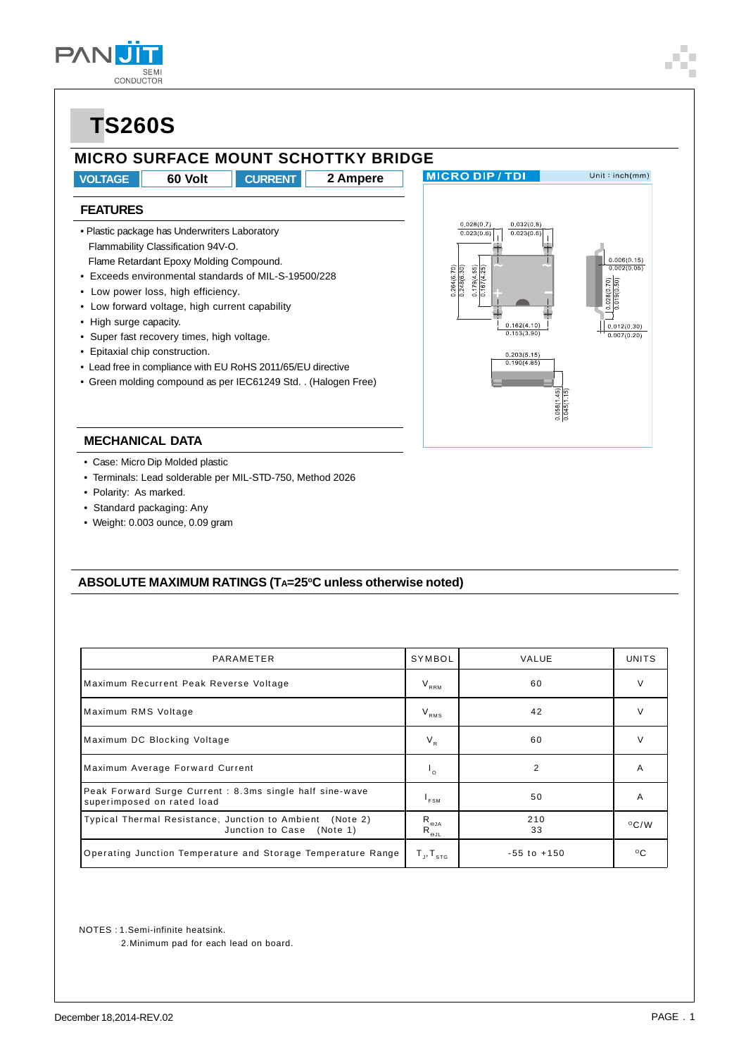# TS260S

## MICRO SURFACE MOUNT SCHOTTKY BRIDGE

| VOLTAGE | 60 Volt | CURRENT | 2 Ampere |
|---|---|---|---|

MICRO DIP / TDI    Unit : inch(mm)

### FEATURES

- Plastic package has Underwriters Laboratory Flammability Classification 94V-O. Flame Retardant Epoxy Molding Compound.
- Exceeds environmental standards of MIL-S-19500/228
- Low power loss, high efficiency.
- Low forward voltage, high current capability
- High surge capacity.
- Super fast recovery times, high voltage.
- Epitaxial chip construction.
- Lead free in compliance with EU RoHS 2011/65/EU directive
- Green molding compound as per IEC61249 Std. . (Halogen Free)

### MECHANICAL DATA

- Case: Micro Dip Molded plastic
- Terminals: Lead solderable per MIL-STD-750, Method 2026
- Polarity: As marked.
- Standard packaging: Any
- Weight: 0.003 ounce, 0.09 gram

### ABSOLUTE MAXIMUM RATINGS ($T_A$=25°C unless otherwise noted)

| PARAMETER | SYMBOL | VALUE | UNITS |
|---|---|---|---|
| Maximum Recurrent Peak Reverse Voltage | $V_{RRM}$ | 60 | V |
| Maximum RMS Voltage | $V_{RMS}$ | 42 | V |
| Maximum DC Blocking Voltage | $V_R$ | 60 | V |
| Maximum Average Forward Current | $I_O$ | 2 | A |
| Peak Forward Surge Current : 8.3ms single half sine-wave superimposed on rated load | $I_{FSM}$ | 50 | A |
| Typical Thermal Resistance, Junction to Ambient (Note 2)<br>Junction to Case (Note 1) | $R_{\theta JA}$<br>$R_{\theta JL}$ | 210<br>33 | °C/W |
| Operating Junction Temperature and Storage Temperature Range | $T_J, T_{STG}$ | -55 to +150 | °C |

NOTES : 1.Semi-infinite heatsink.
2.Minimum pad for each lead on board.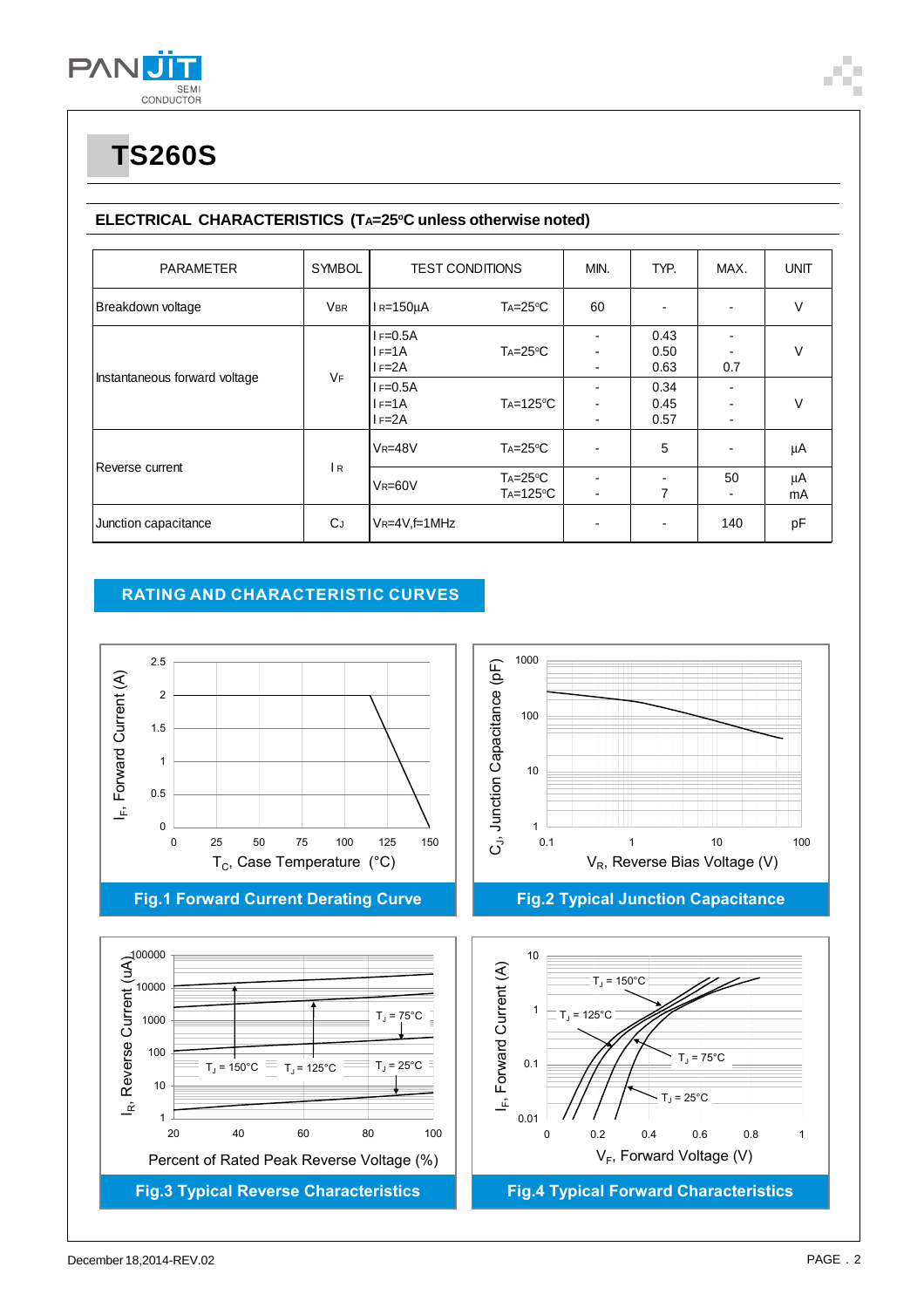# TS260S

## ELECTRICAL CHARACTERISTICS ($T_A$=25°C unless otherwise noted)

| PARAMETER | SYMBOL | TEST CONDITIONS | | MIN. | TYP. | MAX. | UNIT |
|---|---|---|---|---|---|---|---|
| Breakdown voltage | $V_{BR}$ | $I_R$=150μA | $T_A$=25°C | 60 | - | - | V |
| Instantaneous forward voltage | $V_F$ | $I_F$=0.5A<br>$I_F$=1A<br>$I_F$=2A | $T_A$=25°C | -<br>-<br>- | 0.43<br>0.50<br>0.63 | -<br>-<br>0.7 | V |
| | | $I_F$=0.5A<br>$I_F$=1A<br>$I_F$=2A | $T_A$=125°C | -<br>-<br>- | 0.34<br>0.45<br>0.57 | -<br>-<br>- | V |
| Reverse current | $I_R$ | $V_R$=48V | $T_A$=25°C | - | 5 | - | μA |
| | | $V_R$=60V | $T_A$=25°C<br>$T_A$=125°C | -<br>- | -<br>7 | 50<br>- | μA<br>mA |
| Junction capacitance | $C_J$ | $V_R$=4V,f=1MHz | | - | - | 140 | pF |

## RATING AND CHARACTERISTIC CURVES

Fig.1 Forward Current Derating Curve

Fig.2 Typical Junction Capacitance

Fig.3 Typical Reverse Characteristics

Fig.4 Typical Forward Characteristics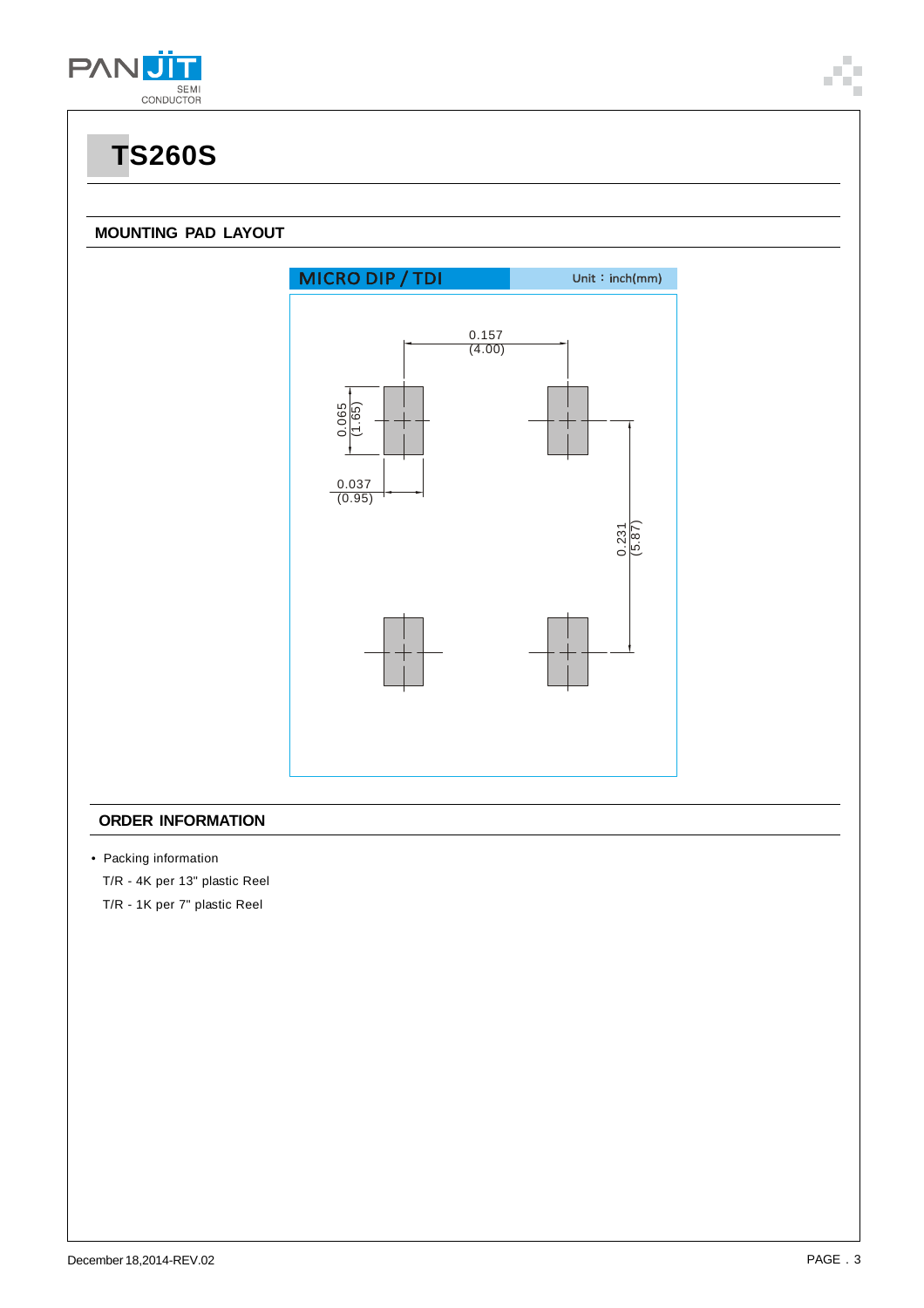# TS260S

## MOUNTING PAD LAYOUT

MICRO DIP / TDI

Unit：inch(mm)

0.157 (4.00)

0.065 (1.65)

0.037 (0.95)

0.231 (5.87)

## ORDER INFORMATION

- Packing information

  T/R - 4K per 13" plastic Reel

  T/R - 1K per 7" plastic Reel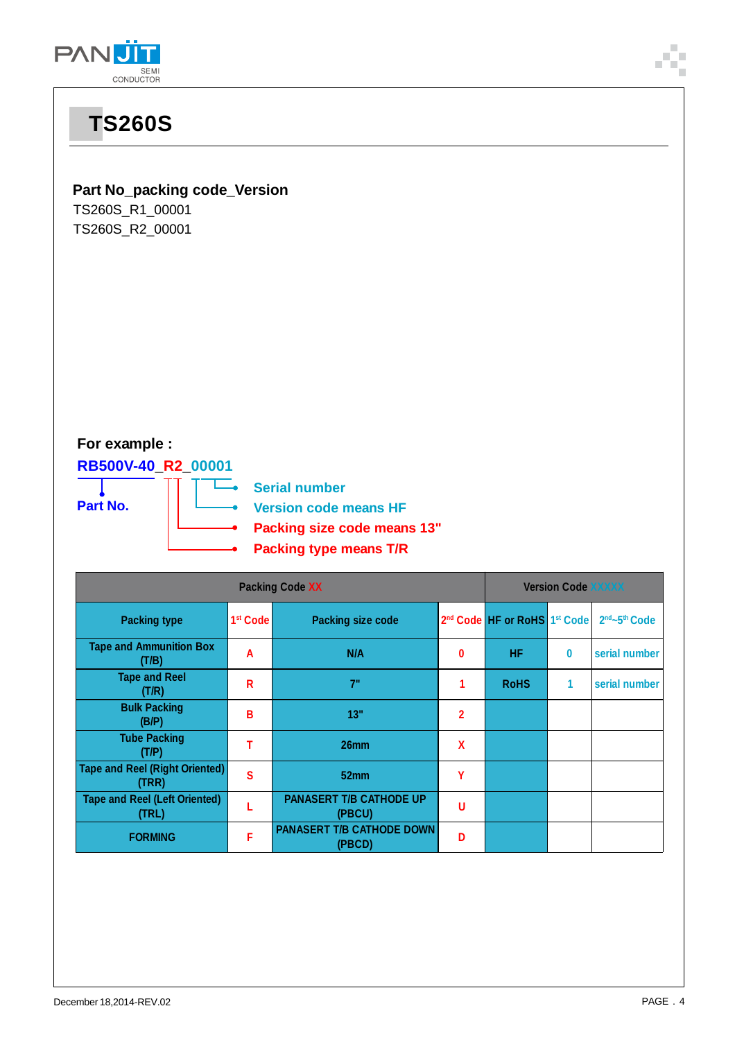# TS260S

**Part No_packing code_Version**

TS260S_R1_00001
TS260S_R2_00001

**For example :**

**RB500V-40_R2_00001**

**Part No.**

- **Serial number**
- **Version code means HF**
- **Packing size code means 13"**
- **Packing type means T/R**

| Packing Code XX | | | | Version Code XXXXX | | |
|---|---|---|---|---|---|---|
| Packing type | 1st Code | Packing size code | 2nd Code | HF or RoHS | 1st Code | 2nd~5th Code |
| Tape and Ammunition Box (T/B) | A | N/A | 0 | HF | 0 | serial number |
| Tape and Reel (T/R) | R | 7" | 1 | RoHS | 1 | serial number |
| Bulk Packing (B/P) | B | 13" | 2 | | | |
| Tube Packing (T/P) | T | 26mm | X | | | |
| Tape and Reel (Right Oriented) (TRR) | S | 52mm | Y | | | |
| Tape and Reel (Left Oriented) (TRL) | L | PANASERT T/B CATHODE UP (PBCU) | U | | | |
| FORMING | F | PANASERT T/B CATHODE DOWN (PBCD) | D | | | |

December 18,2014-REV.02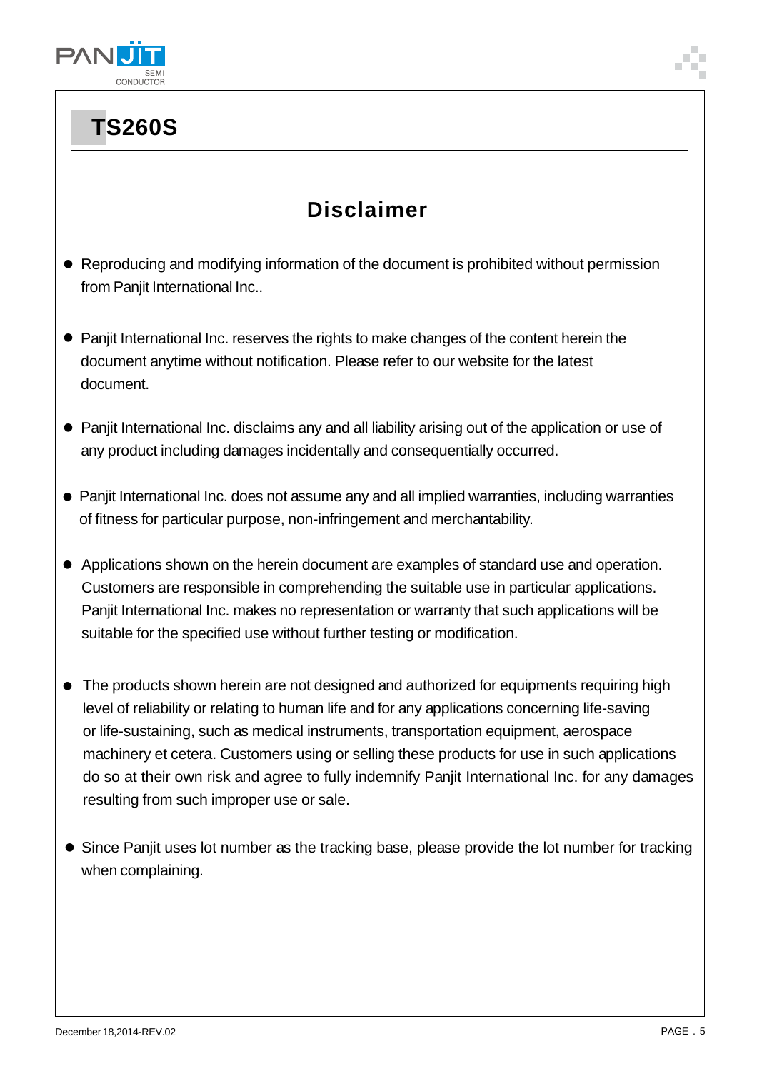# TS260S

## Disclaimer

- Reproducing and modifying information of the document is prohibited without permission from Panjit International Inc..
- Panjit International Inc. reserves the rights to make changes of the content herein the document anytime without notification. Please refer to our website for the latest document.
- Panjit International Inc. disclaims any and all liability arising out of the application or use of any product including damages incidentally and consequentially occurred.
- Panjit International Inc. does not assume any and all implied warranties, including warranties of fitness for particular purpose, non-infringement and merchantability.
- Applications shown on the herein document are examples of standard use and operation. Customers are responsible in comprehending the suitable use in particular applications. Panjit International Inc. makes no representation or warranty that such applications will be suitable for the specified use without further testing or modification.
- The products shown herein are not designed and authorized for equipments requiring high level of reliability or relating to human life and for any applications concerning life-saving or life-sustaining, such as medical instruments, transportation equipment, aerospace machinery et cetera. Customers using or selling these products for use in such applications do so at their own risk and agree to fully indemnify Panjit International Inc. for any damages resulting from such improper use or sale.
- Since Panjit uses lot number as the tracking base, please provide the lot number for tracking when complaining.